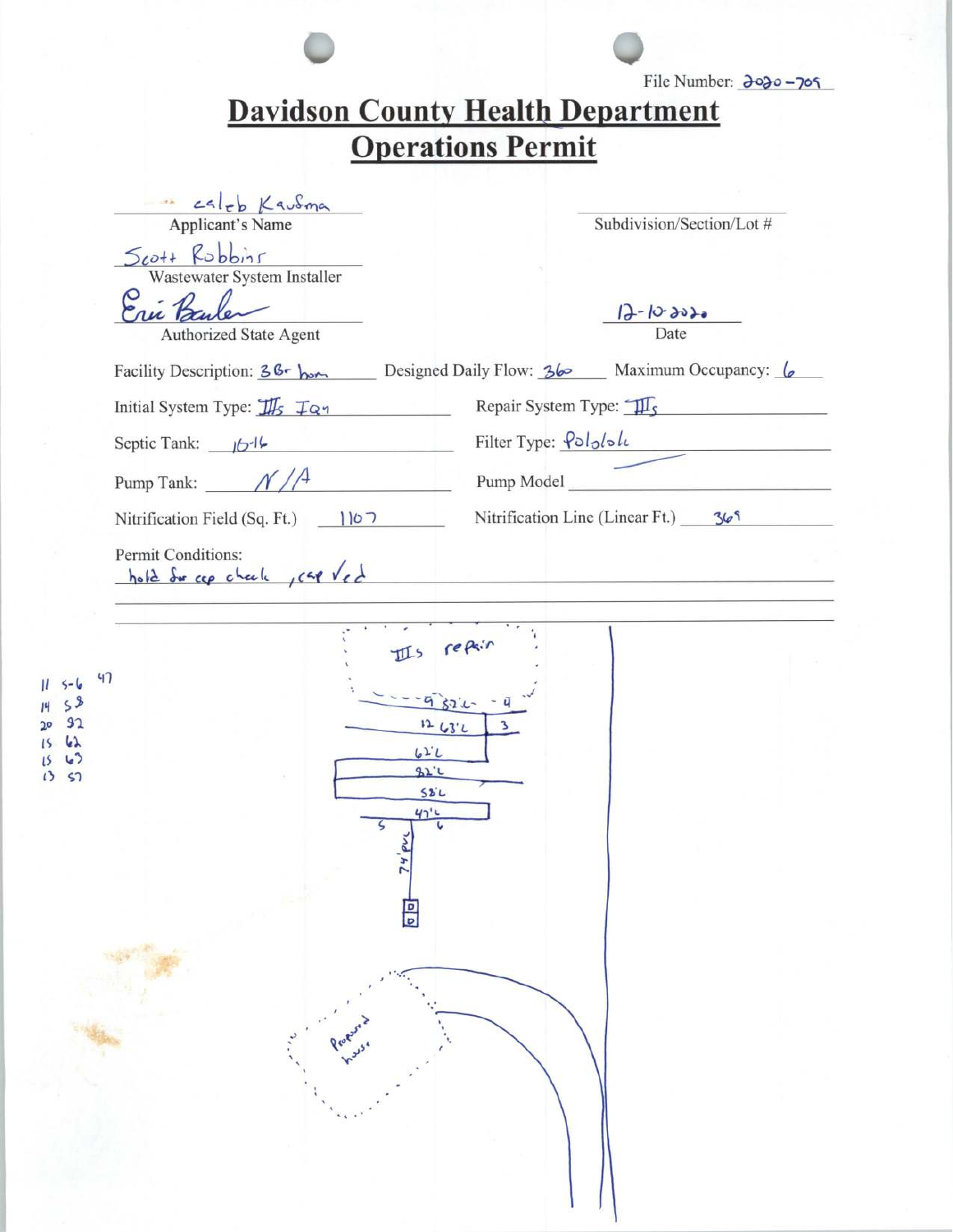File Number: 2020-709

# Davidson County Health Department
## Operations Permit

Applicant's Name: Caleb Kaufman

Subdivision/Section/Lot #:

Wastewater System Installer: Scott Robbins

Authorized State Agent: Eric Bauler

Date: 12-10-2020

Facility Description: 3 Br home

Designed Daily Flow: 360

Maximum Occupancy: 6

Initial System Type: IIIs IQ4

Repair System Type: IIIs

Septic Tank: 1016

Filter Type: Polylok

Pump Tank: N/A

Pump Model:

Nitrification Field (Sq. Ft.): 1107

Nitrification Line (Linear Ft.): 369

Permit Conditions:
hold for cap check, cap ved

IIIs repair

9 82'L 4

12 63'L 3

62'L

82'L

58'L

47'L

5 6

74' pvc

Proposed house

11 5-6 47
14 58
20 92
15 62
15 63
13 57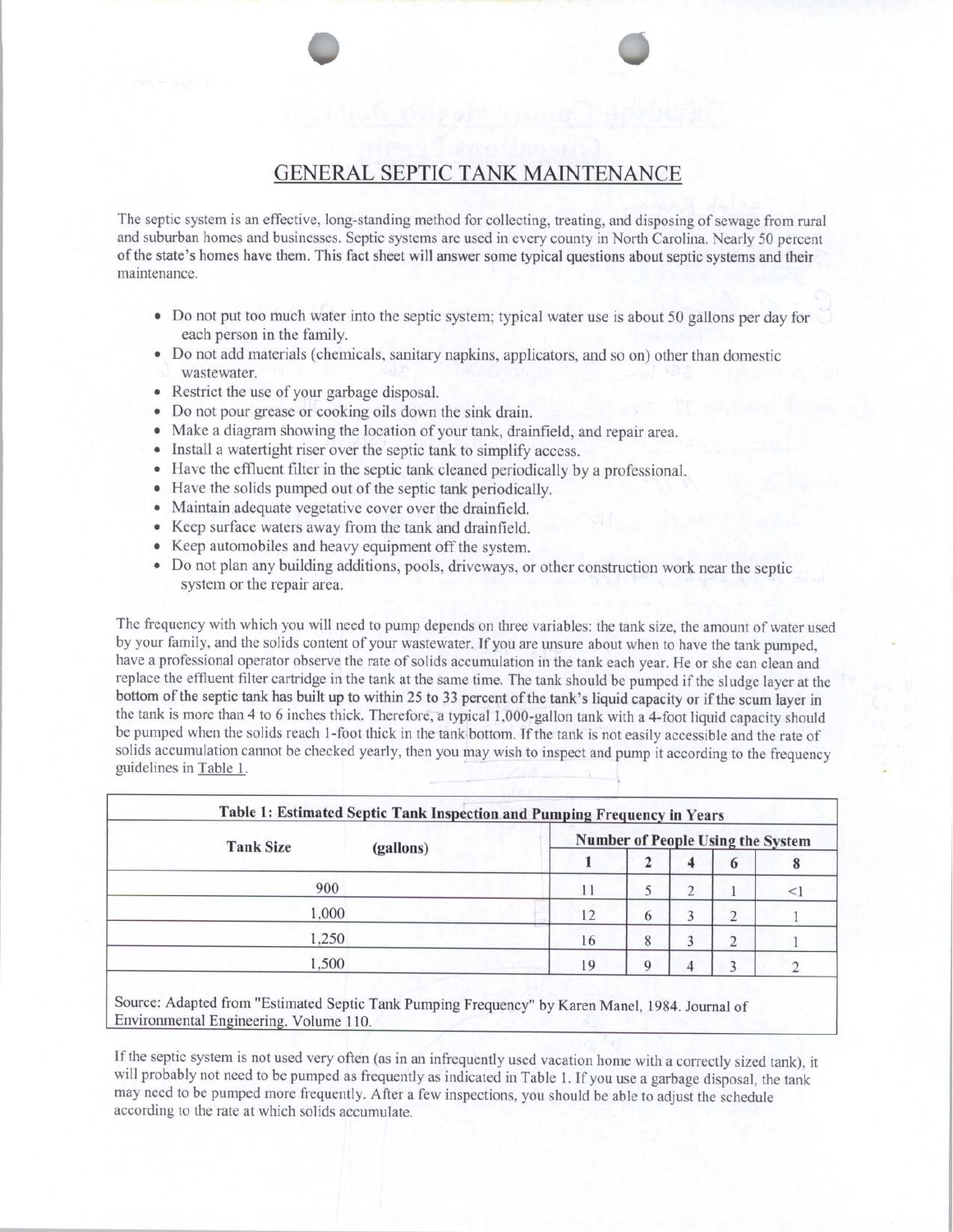# GENERAL SEPTIC TANK MAINTENANCE

The septic system is an effective, long-standing method for collecting, treating, and disposing of sewage from rural and suburban homes and businesses. Septic systems are used in every county in North Carolina. Nearly 50 percent of the state's homes have them. This fact sheet will answer some typical questions about septic systems and their maintenance.

- Do not put too much water into the septic system; typical water use is about 50 gallons per day for each person in the family.
- Do not add materials (chemicals, sanitary napkins, applicators, and so on) other than domestic wastewater.
- Restrict the use of your garbage disposal.
- Do not pour grease or cooking oils down the sink drain.
- Make a diagram showing the location of your tank, drainfield, and repair area.
- Install a watertight riser over the septic tank to simplify access.
- Have the effluent filter in the septic tank cleaned periodically by a professional.
- Have the solids pumped out of the septic tank periodically.
- Maintain adequate vegetative cover over the drainfield.
- Keep surface waters away from the tank and drainfield.
- Keep automobiles and heavy equipment off the system.
- Do not plan any building additions, pools, driveways, or other construction work near the septic system or the repair area.

The frequency with which you will need to pump depends on three variables: the tank size, the amount of water used by your family, and the solids content of your wastewater. If you are unsure about when to have the tank pumped, have a professional operator observe the rate of solids accumulation in the tank each year. He or she can clean and replace the effluent filter cartridge in the tank at the same time. The tank should be pumped if the sludge layer at the bottom of the septic tank has built up to within 25 to 33 percent of the tank's liquid capacity or if the scum layer in the tank is more than 4 to 6 inches thick. Therefore, a typical 1,000-gallon tank with a 4-foot liquid capacity should be pumped when the solids reach 1-foot thick in the tank bottom. If the tank is not easily accessible and the rate of solids accumulation cannot be checked yearly, then you may wish to inspect and pump it according to the frequency guidelines in Table 1.

**Table 1: Estimated Septic Tank Inspection and Pumping Frequency in Years**

| Tank Size (gallons) | Number of People Using the System | | | | |
|---|---|---|---|---|---|
| | **1** | **2** | **4** | **6** | **8** |
| 900 | 11 | 5 | 2 | 1 | <1 |
| 1,000 | 12 | 6 | 3 | 2 | 1 |
| 1,250 | 16 | 8 | 3 | 2 | 1 |
| 1,500 | 19 | 9 | 4 | 3 | 2 |

Source: Adapted from "Estimated Septic Tank Pumping Frequency" by Karen Manel, 1984. Journal of Environmental Engineering. Volume 110.

If the septic system is not used very often (as in an infrequently used vacation home with a correctly sized tank), it will probably not need to be pumped as frequently as indicated in Table 1. If you use a garbage disposal, the tank may need to be pumped more frequently. After a few inspections, you should be able to adjust the schedule according to the rate at which solids accumulate.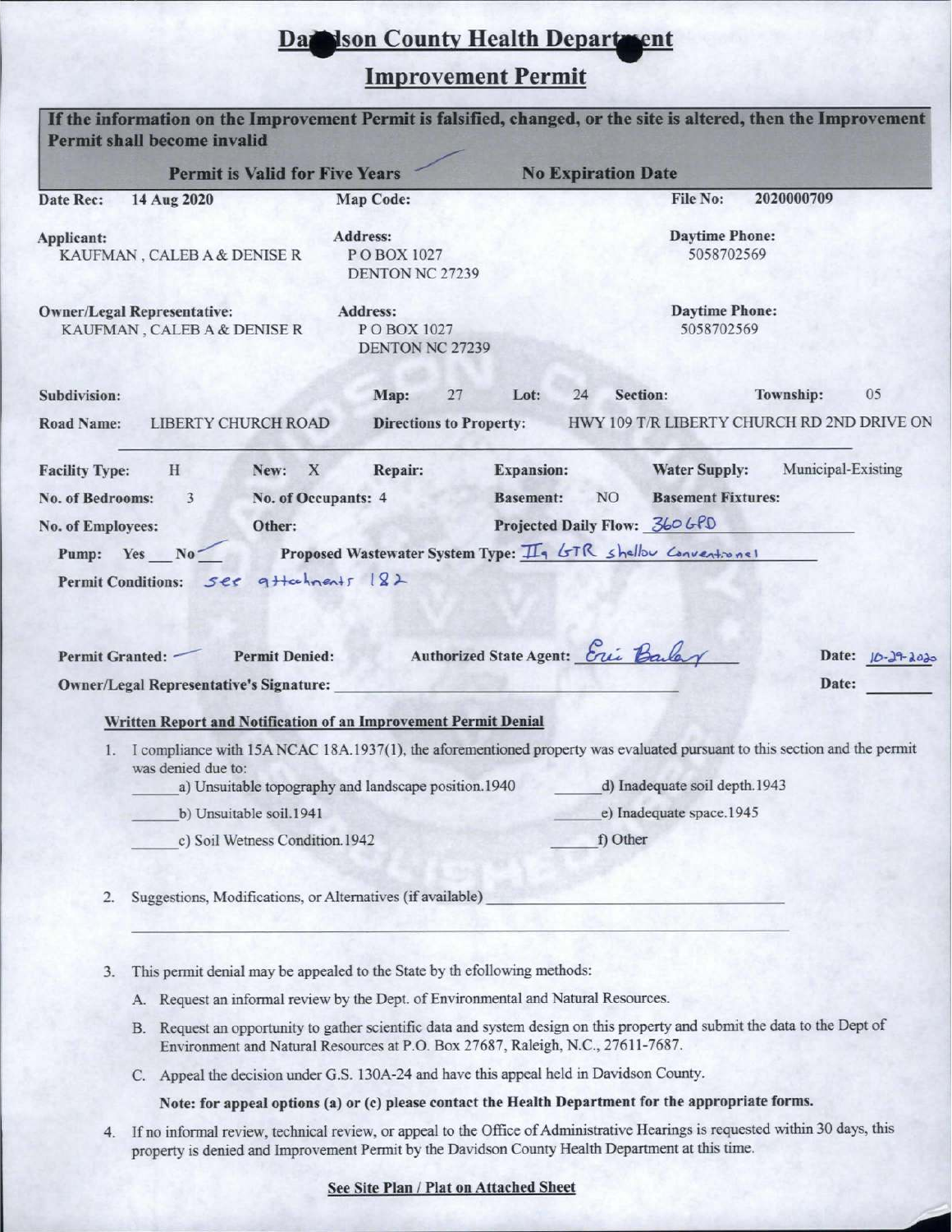# Davidson County Health Department

## Improvement Permit

**If the information on the Improvement Permit is falsified, changed, or the site is altered, then the Improvement Permit shall become invalid**

| **Permit is Valid for Five Years** ✓ | **No Expiration Date** |
|---|---|

**Date Rec:** 14 Aug 2020 **Map Code:** **File No:** 2020000709

| | | |
|---|---|---|
| **Applicant:** KAUFMAN , CALEB A & DENISE R | **Address:** P O BOX 1027 DENTON NC 27239 | **Daytime Phone:** 5058702569 |
| **Owner/Legal Representative:** KAUFMAN , CALEB A & DENISE R | **Address:** P O BOX 1027 DENTON NC 27239 | **Daytime Phone:** 5058702569 |

**Subdivision:** **Map:** 27 **Lot:** 24 **Section:** **Township:** 05

**Road Name:** LIBERTY CHURCH ROAD **Directions to Property:** HWY 109 T/R LIBERTY CHURCH RD 2ND DRIVE ON

**Facility Type:** H **New:** X **Repair:** **Expansion:** **Water Supply:** Municipal-Existing

**No. of Bedrooms:** 3 **No. of Occupants:** 4 **Basement:** NO **Basement Fixtures:**

**No. of Employees:** **Other:** **Projected Daily Flow:** 360 GPD

**Pump:** Yes ___ No ✓ **Proposed Wastewater System Type:** IIa GTR shallow Conventional

**Permit Conditions:** see attachments 1&2

**Permit Granted:** ✓ **Permit Denied:** **Authorized State Agent:** Eric Bailey **Date:** 10-29-2020

**Owner/Legal Representative's Signature:** ____________ **Date:** ________

### Written Report and Notification of an Improvement Permit Denial

1. I compliance with 15A NCAC 18A.1937(1), the aforementioned property was evaluated pursuant to this section and the permit was denied due to:
   - ______a) Unsuitable topography and landscape position.1940
   - ______b) Unsuitable soil.1941
   - ______c) Soil Wetness Condition.1942
   - ______d) Inadequate soil depth.1943
   - ______e) Inadequate space.1945
   - ______f) Other

2. Suggestions, Modifications, or Alternatives (if available) ____________________

3. This permit denial may be appealed to the State by th efollowing methods:
   - A. Request an informal review by the Dept. of Environmental and Natural Resources.
   - B. Request an opportunity to gather scientific data and system design on this property and submit the data to the Dept of Environment and Natural Resources at P.O. Box 27687, Raleigh, N.C., 27611-7687.
   - C. Appeal the decision under G.S. 130A-24 and have this appeal held in Davidson County.

   **Note: for appeal options (a) or (c) please contact the Health Department for the appropriate forms.**

4. If no informal review, technical review, or appeal to the Office of Administrative Hearings is requested within 30 days, this property is denied and Improvement Permit by the Davidson County Health Department at this time.

**See Site Plan / Plat on Attached Sheet**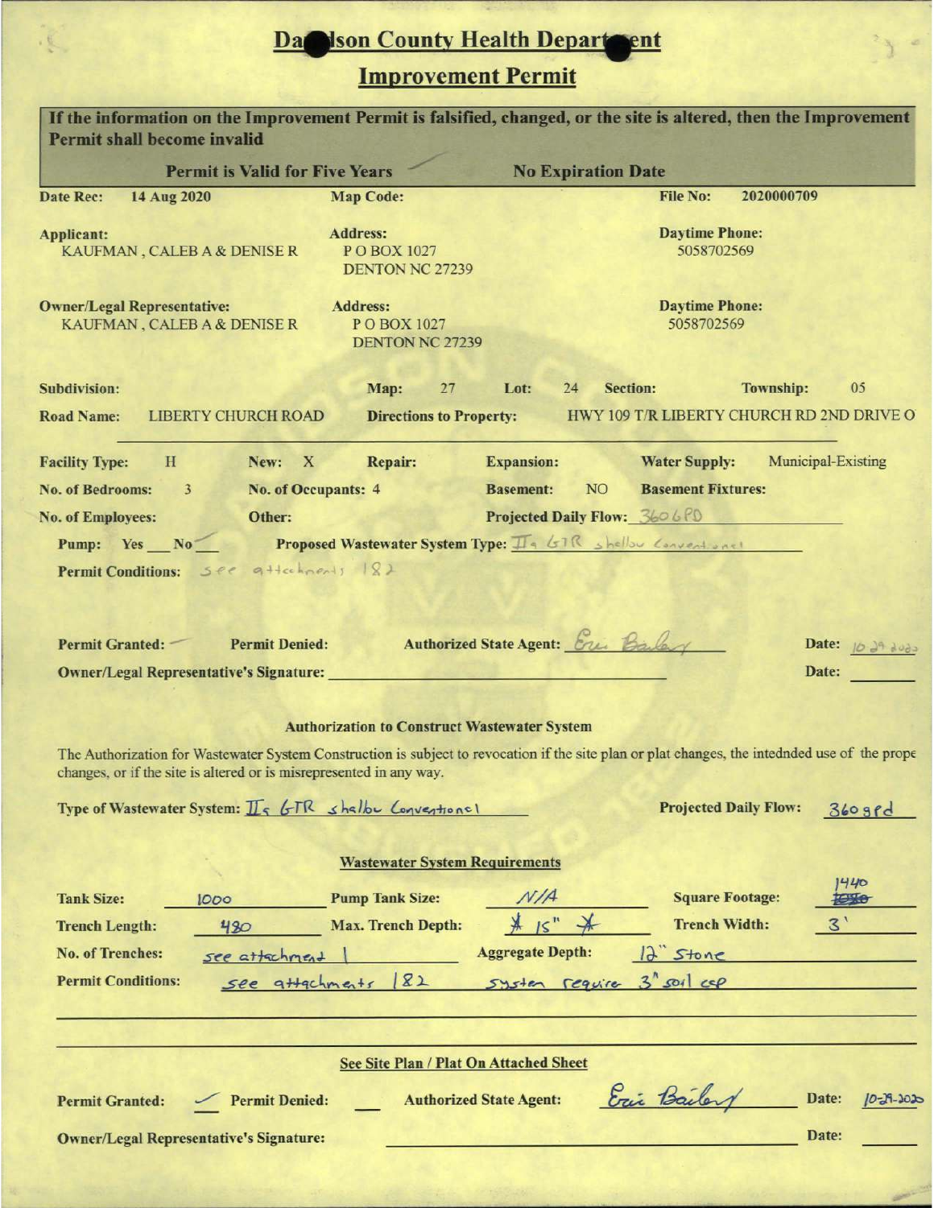# Da●son County Health Depart●ent

## Improvement Permit

**If the information on the Improvement Permit is falsified, changed, or the site is altered, then the Improvement Permit shall become invalid**

**Permit is Valid for Five Years** | **No Expiration Date**

**Date Rec:** 14 Aug 2020 | **Map Code:** | **File No:** 2020000709

**Applicant:** KAUFMAN , CALEB A & DENISE R
**Address:** P O BOX 1027, DENTON NC 27239
**Daytime Phone:** 5058702569

**Owner/Legal Representative:** KAUFMAN , CALEB A & DENISE R
**Address:** P O BOX 1027, DENTON NC 27239
**Daytime Phone:** 5058702569

**Subdivision:** | **Map:** 27 | **Lot:** 24 | **Section:** | **Township:** 05

**Road Name:** LIBERTY CHURCH ROAD | **Directions to Property:** HWY 109 T/R LIBERTY CHURCH RD 2ND DRIVE O

**Facility Type:** H | **New:** X | **Repair:** | **Expansion:** | **Water Supply:** Municipal-Existing

**No. of Bedrooms:** 3 | **No. of Occupants:** 4 | **Basement:** NO | **Basement Fixtures:**

**No. of Employees:** | **Other:** | **Projected Daily Flow:** 360 GPD

**Pump:** Yes ___ No ✓ | **Proposed Wastewater System Type:** IIa GTR shallow Conventional

**Permit Conditions:** see attachments 1&2

**Permit Granted:** ✓ | **Permit Denied:** | **Authorized State Agent:** Eric Bailey | **Date:** 10 29 2020

**Owner/Legal Representative's Signature:** ____________ **Date:** ______

### Authorization to Construct Wastewater System

The Authorization for Wastewater System Construction is subject to revocation if the site plan or plat changes, the intednded use of the prope changes, or if the site is altered or is misrepresented in any way.

**Type of Wastewater System:** IIa GTR shallow Conventional | **Projected Daily Flow:** 360 gpd

### Wastewater System Requirements

**Tank Size:** 1000 | **Pump Tank Size:** N/A | **Square Footage:** 1440 (~~1050~~)

**Trench Length:** 480 | **Max. Trench Depth:** * 15" * | **Trench Width:** 3'

**No. of Trenches:** see attachment 1 | **Aggregate Depth:** 12" Stone

**Permit Conditions:** see attachments 1&2 System require 3" soil cap

**See Site Plan / Plat On Attached Sheet**

**Permit Granted:** ✓ | **Permit Denied:** ___ | **Authorized State Agent:** Eric Bailey | **Date:** 10-29-2020

**Owner/Legal Representative's Signature:** ____________ **Date:** ______